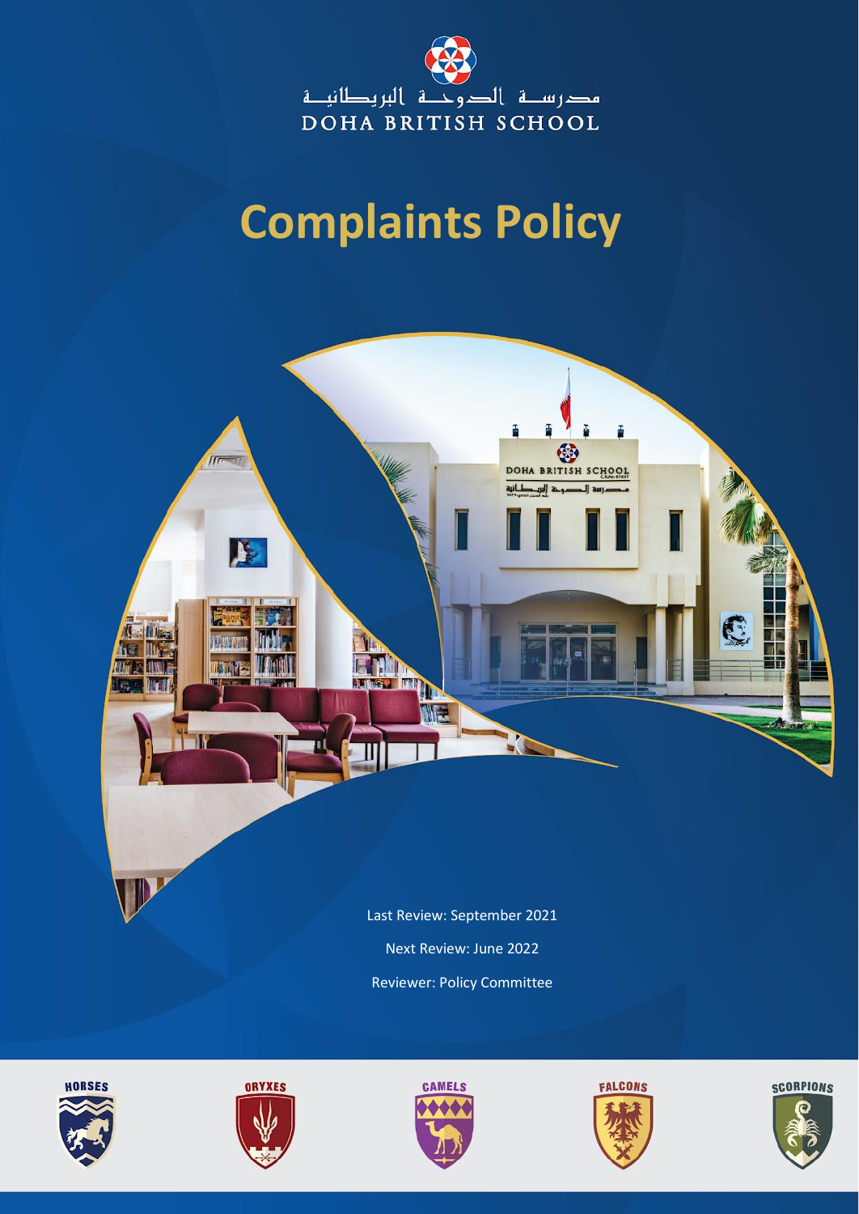مدرسة الدوحة البريطانية

DOHA BRITISH SCHOOL

# Complaints Policy

Last Review: September 2021

Next Review: June 2022

Reviewer: Policy Committee

HORSES

ORYXES

CAMELS

FALCONS

SCORPIONS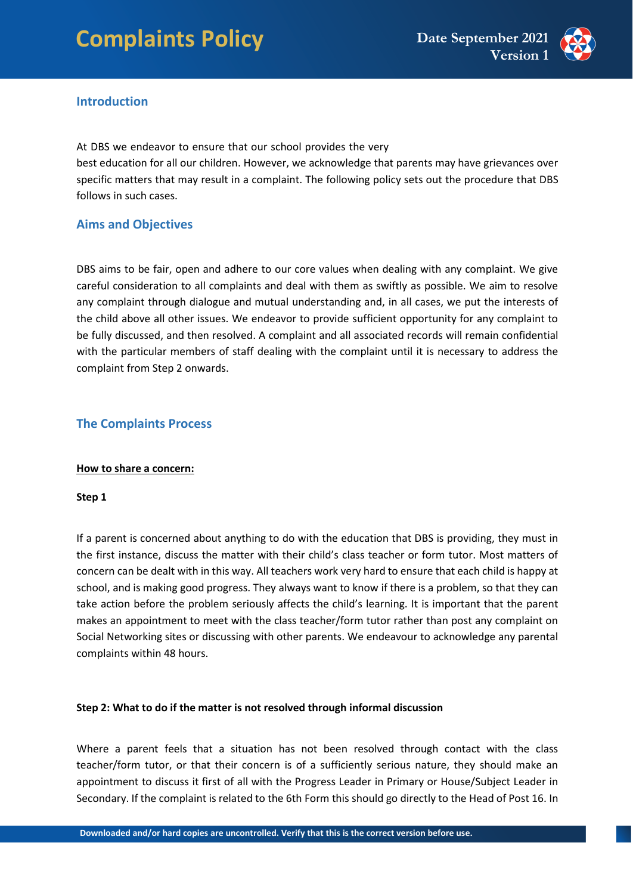# Complaints Policy

## Introduction

At DBS we endeavor to ensure that our school provides the very best education for all our children. However, we acknowledge that parents may have grievances over specific matters that may result in a complaint. The following policy sets out the procedure that DBS follows in such cases.

## Aims and Objectives

DBS aims to be fair, open and adhere to our core values when dealing with any complaint. We give careful consideration to all complaints and deal with them as swiftly as possible. We aim to resolve any complaint through dialogue and mutual understanding and, in all cases, we put the interests of the child above all other issues. We endeavor to provide sufficient opportunity for any complaint to be fully discussed, and then resolved. A complaint and all associated records will remain confidential with the particular members of staff dealing with the complaint until it is necessary to address the complaint from Step 2 onwards.

## The Complaints Process

**How to share a concern:**

**Step 1**

If a parent is concerned about anything to do with the education that DBS is providing, they must in the first instance, discuss the matter with their child's class teacher or form tutor. Most matters of concern can be dealt with in this way. All teachers work very hard to ensure that each child is happy at school, and is making good progress. They always want to know if there is a problem, so that they can take action before the problem seriously affects the child's learning. It is important that the parent makes an appointment to meet with the class teacher/form tutor rather than post any complaint on Social Networking sites or discussing with other parents. We endeavour to acknowledge any parental complaints within 48 hours.

**Step 2: What to do if the matter is not resolved through informal discussion**

Where a parent feels that a situation has not been resolved through contact with the class teacher/form tutor, or that their concern is of a sufficiently serious nature, they should make an appointment to discuss it first of all with the Progress Leader in Primary or House/Subject Leader in Secondary. If the complaint is related to the 6th Form this should go directly to the Head of Post 16. In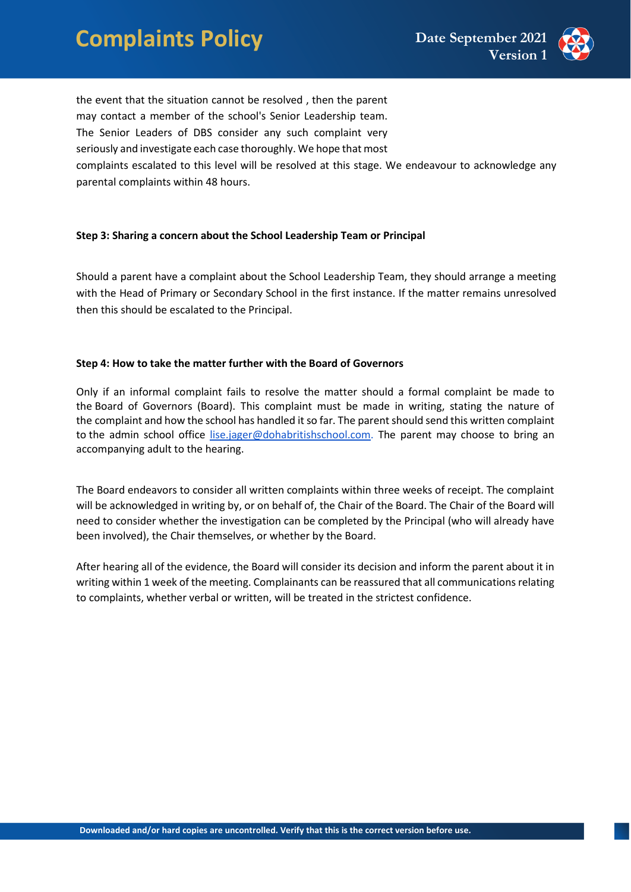the event that the situation cannot be resolved , then the parent may contact a member of the school's Senior Leadership team. The Senior Leaders of DBS consider any such complaint very seriously and investigate each case thoroughly. We hope that most complaints escalated to this level will be resolved at this stage. We endeavour to acknowledge any parental complaints within 48 hours.

**Step 3: Sharing a concern about the School Leadership Team or Principal**

Should a parent have a complaint about the School Leadership Team, they should arrange a meeting with the Head of Primary or Secondary School in the first instance. If the matter remains unresolved then this should be escalated to the Principal.

**Step 4: How to take the matter further with the Board of Governors**

Only if an informal complaint fails to resolve the matter should a formal complaint be made to the Board of Governors (Board). This complaint must be made in writing, stating the nature of the complaint and how the school has handled it so far. The parent should send this written complaint to the admin school office lise.jager@dohabritishschool.com. The parent may choose to bring an accompanying adult to the hearing.

The Board endeavors to consider all written complaints within three weeks of receipt. The complaint will be acknowledged in writing by, or on behalf of, the Chair of the Board. The Chair of the Board will need to consider whether the investigation can be completed by the Principal (who will already have been involved), the Chair themselves, or whether by the Board.

After hearing all of the evidence, the Board will consider its decision and inform the parent about it in writing within 1 week of the meeting. Complainants can be reassured that all communications relating to complaints, whether verbal or written, will be treated in the strictest confidence.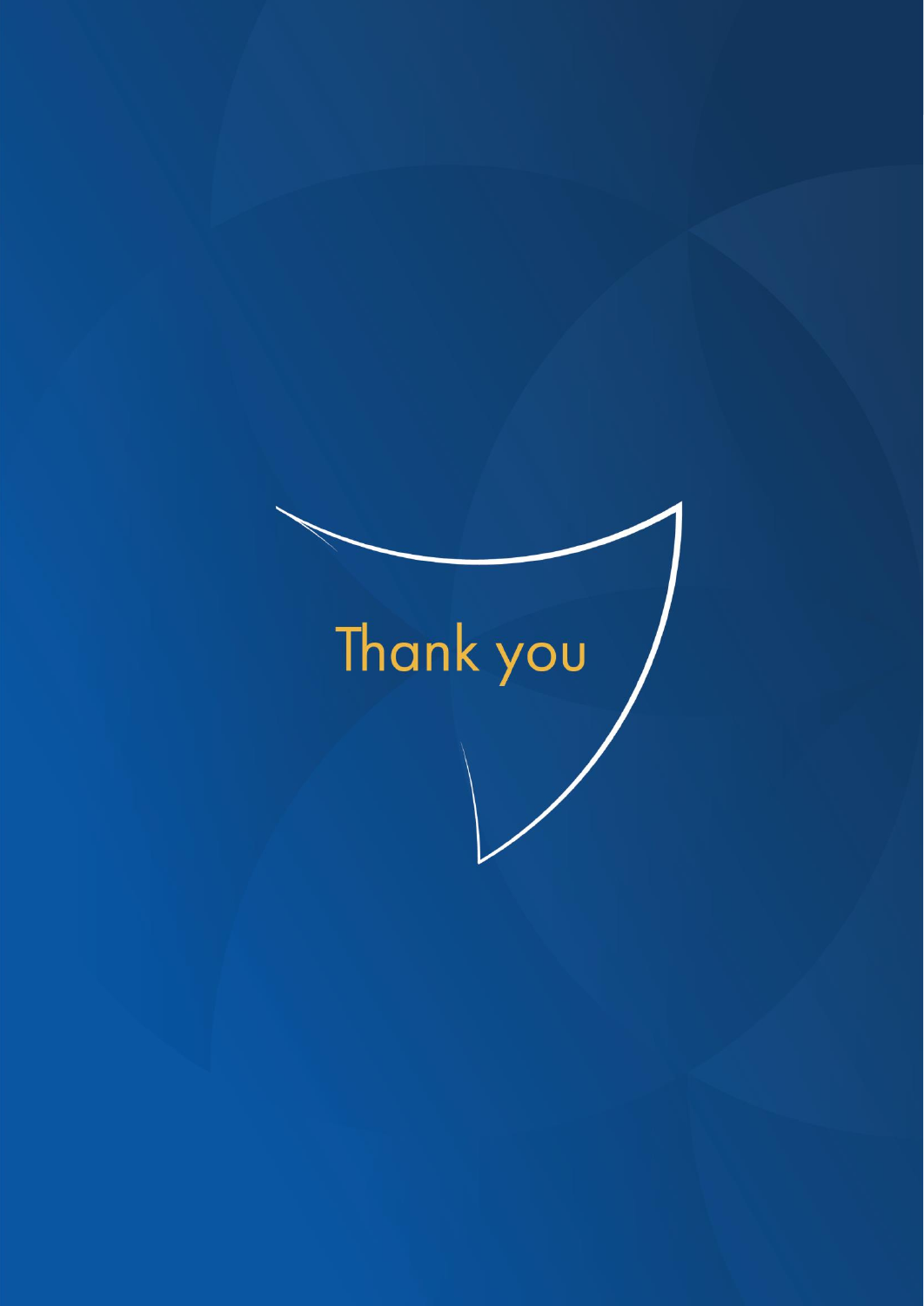Thank you